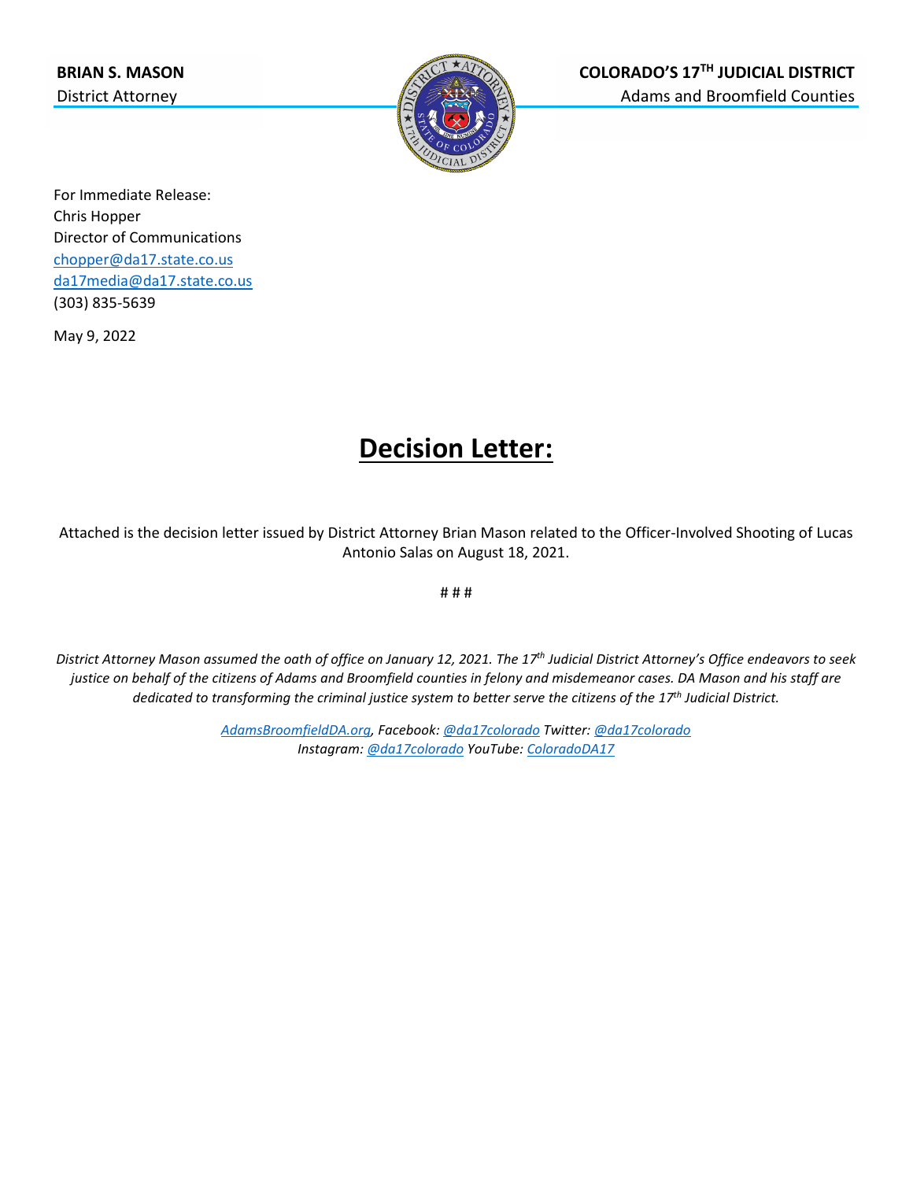**BRIAN S. MASON**
District Attorney

**COLORADO'S 17TH JUDICIAL DISTRICT**
Adams and Broomfield Counties

For Immediate Release:
Chris Hopper
Director of Communications
chopper@da17.state.co.us
da17media@da17.state.co.us
(303) 835-5639

May 9, 2022

# Decision Letter:

Attached is the decision letter issued by District Attorney Brian Mason related to the Officer-Involved Shooting of Lucas Antonio Salas on August 18, 2021.

# # #

*District Attorney Mason assumed the oath of office on January 12, 2021. The 17th Judicial District Attorney's Office endeavors to seek justice on behalf of the citizens of Adams and Broomfield counties in felony and misdemeanor cases. DA Mason and his staff are dedicated to transforming the criminal justice system to better serve the citizens of the 17th Judicial District.*

*AdamsBroomfieldDA.org, Facebook: @da17colorado Twitter: @da17colorado Instagram: @da17colorado YouTube: ColoradoDA17*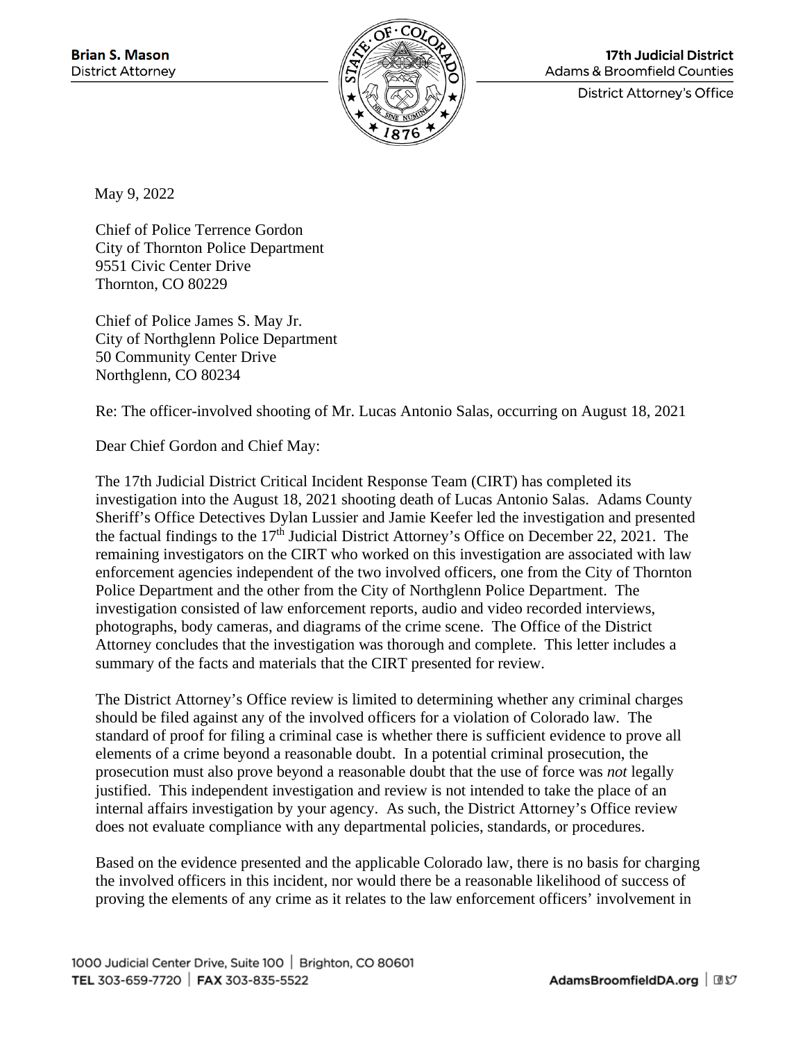**Brian S. Mason**
District Attorney

**17th Judicial District**
Adams & Broomfield Counties
District Attorney's Office

May 9, 2022

Chief of Police Terrence Gordon
City of Thornton Police Department
9551 Civic Center Drive
Thornton, CO 80229

Chief of Police James S. May Jr.
City of Northglenn Police Department
50 Community Center Drive
Northglenn, CO 80234

Re: The officer-involved shooting of Mr. Lucas Antonio Salas, occurring on August 18, 2021

Dear Chief Gordon and Chief May:

The 17th Judicial District Critical Incident Response Team (CIRT) has completed its investigation into the August 18, 2021 shooting death of Lucas Antonio Salas. Adams County Sheriff's Office Detectives Dylan Lussier and Jamie Keefer led the investigation and presented the factual findings to the 17th Judicial District Attorney's Office on December 22, 2021. The remaining investigators on the CIRT who worked on this investigation are associated with law enforcement agencies independent of the two involved officers, one from the City of Thornton Police Department and the other from the City of Northglenn Police Department. The investigation consisted of law enforcement reports, audio and video recorded interviews, photographs, body cameras, and diagrams of the crime scene. The Office of the District Attorney concludes that the investigation was thorough and complete. This letter includes a summary of the facts and materials that the CIRT presented for review.

The District Attorney's Office review is limited to determining whether any criminal charges should be filed against any of the involved officers for a violation of Colorado law. The standard of proof for filing a criminal case is whether there is sufficient evidence to prove all elements of a crime beyond a reasonable doubt. In a potential criminal prosecution, the prosecution must also prove beyond a reasonable doubt that the use of force was *not* legally justified. This independent investigation and review is not intended to take the place of an internal affairs investigation by your agency. As such, the District Attorney's Office review does not evaluate compliance with any departmental policies, standards, or procedures.

Based on the evidence presented and the applicable Colorado law, there is no basis for charging the involved officers in this incident, nor would there be a reasonable likelihood of success of proving the elements of any crime as it relates to the law enforcement officers' involvement in

1000 Judicial Center Drive, Suite 100 | Brighton, CO 80601
TEL 303-659-7720 | FAX 303-835-5522
AdamsBroomfieldDA.org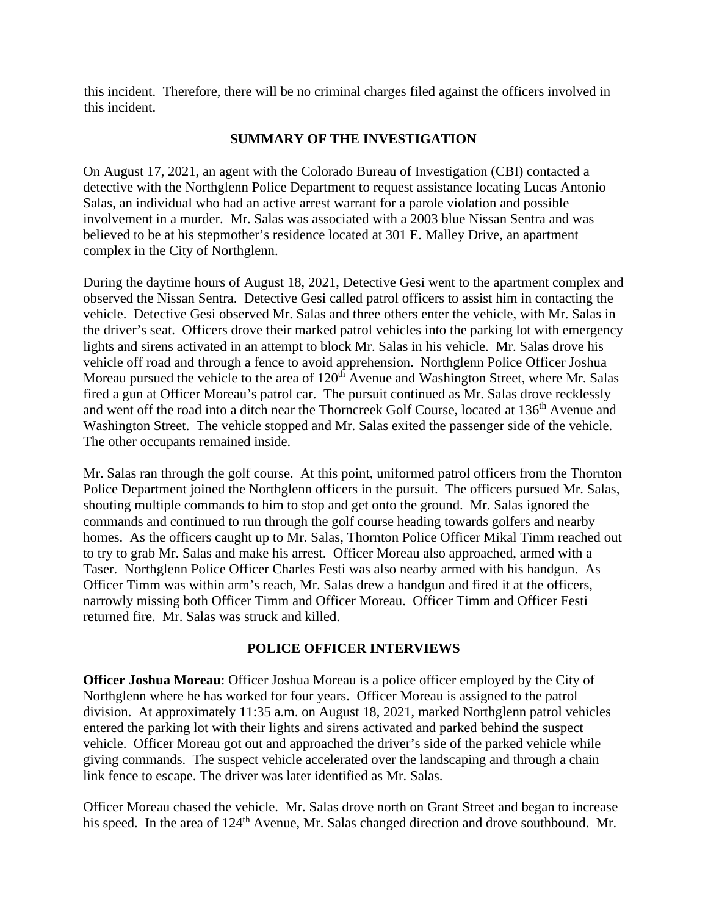this incident. Therefore, there will be no criminal charges filed against the officers involved in this incident.

## SUMMARY OF THE INVESTIGATION

On August 17, 2021, an agent with the Colorado Bureau of Investigation (CBI) contacted a detective with the Northglenn Police Department to request assistance locating Lucas Antonio Salas, an individual who had an active arrest warrant for a parole violation and possible involvement in a murder. Mr. Salas was associated with a 2003 blue Nissan Sentra and was believed to be at his stepmother's residence located at 301 E. Malley Drive, an apartment complex in the City of Northglenn.

During the daytime hours of August 18, 2021, Detective Gesi went to the apartment complex and observed the Nissan Sentra. Detective Gesi called patrol officers to assist him in contacting the vehicle. Detective Gesi observed Mr. Salas and three others enter the vehicle, with Mr. Salas in the driver's seat. Officers drove their marked patrol vehicles into the parking lot with emergency lights and sirens activated in an attempt to block Mr. Salas in his vehicle. Mr. Salas drove his vehicle off road and through a fence to avoid apprehension. Northglenn Police Officer Joshua Moreau pursued the vehicle to the area of 120th Avenue and Washington Street, where Mr. Salas fired a gun at Officer Moreau's patrol car. The pursuit continued as Mr. Salas drove recklessly and went off the road into a ditch near the Thorncreek Golf Course, located at 136th Avenue and Washington Street. The vehicle stopped and Mr. Salas exited the passenger side of the vehicle. The other occupants remained inside.

Mr. Salas ran through the golf course. At this point, uniformed patrol officers from the Thornton Police Department joined the Northglenn officers in the pursuit. The officers pursued Mr. Salas, shouting multiple commands to him to stop and get onto the ground. Mr. Salas ignored the commands and continued to run through the golf course heading towards golfers and nearby homes. As the officers caught up to Mr. Salas, Thornton Police Officer Mikal Timm reached out to try to grab Mr. Salas and make his arrest. Officer Moreau also approached, armed with a Taser. Northglenn Police Officer Charles Festi was also nearby armed with his handgun. As Officer Timm was within arm's reach, Mr. Salas drew a handgun and fired it at the officers, narrowly missing both Officer Timm and Officer Moreau. Officer Timm and Officer Festi returned fire. Mr. Salas was struck and killed.

## POLICE OFFICER INTERVIEWS

**Officer Joshua Moreau**: Officer Joshua Moreau is a police officer employed by the City of Northglenn where he has worked for four years. Officer Moreau is assigned to the patrol division. At approximately 11:35 a.m. on August 18, 2021, marked Northglenn patrol vehicles entered the parking lot with their lights and sirens activated and parked behind the suspect vehicle. Officer Moreau got out and approached the driver's side of the parked vehicle while giving commands. The suspect vehicle accelerated over the landscaping and through a chain link fence to escape. The driver was later identified as Mr. Salas.

Officer Moreau chased the vehicle. Mr. Salas drove north on Grant Street and began to increase his speed. In the area of 124th Avenue, Mr. Salas changed direction and drove southbound. Mr.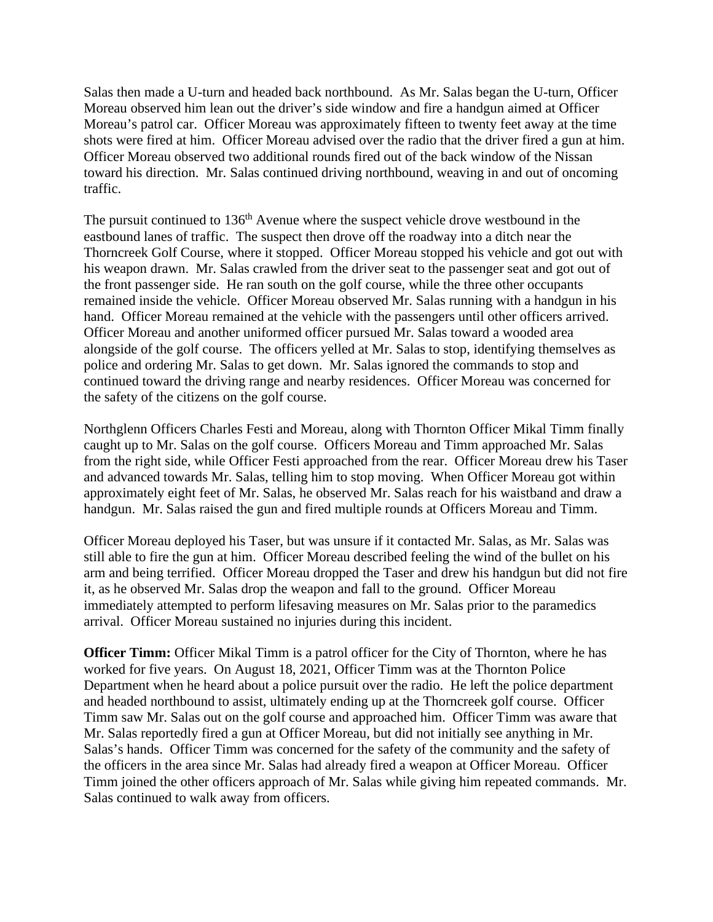Salas then made a U-turn and headed back northbound. As Mr. Salas began the U-turn, Officer Moreau observed him lean out the driver's side window and fire a handgun aimed at Officer Moreau's patrol car. Officer Moreau was approximately fifteen to twenty feet away at the time shots were fired at him. Officer Moreau advised over the radio that the driver fired a gun at him. Officer Moreau observed two additional rounds fired out of the back window of the Nissan toward his direction. Mr. Salas continued driving northbound, weaving in and out of oncoming traffic.

The pursuit continued to 136th Avenue where the suspect vehicle drove westbound in the eastbound lanes of traffic. The suspect then drove off the roadway into a ditch near the Thorncreek Golf Course, where it stopped. Officer Moreau stopped his vehicle and got out with his weapon drawn. Mr. Salas crawled from the driver seat to the passenger seat and got out of the front passenger side. He ran south on the golf course, while the three other occupants remained inside the vehicle. Officer Moreau observed Mr. Salas running with a handgun in his hand. Officer Moreau remained at the vehicle with the passengers until other officers arrived. Officer Moreau and another uniformed officer pursued Mr. Salas toward a wooded area alongside of the golf course. The officers yelled at Mr. Salas to stop, identifying themselves as police and ordering Mr. Salas to get down. Mr. Salas ignored the commands to stop and continued toward the driving range and nearby residences. Officer Moreau was concerned for the safety of the citizens on the golf course.

Northglenn Officers Charles Festi and Moreau, along with Thornton Officer Mikal Timm finally caught up to Mr. Salas on the golf course. Officers Moreau and Timm approached Mr. Salas from the right side, while Officer Festi approached from the rear. Officer Moreau drew his Taser and advanced towards Mr. Salas, telling him to stop moving. When Officer Moreau got within approximately eight feet of Mr. Salas, he observed Mr. Salas reach for his waistband and draw a handgun. Mr. Salas raised the gun and fired multiple rounds at Officers Moreau and Timm.

Officer Moreau deployed his Taser, but was unsure if it contacted Mr. Salas, as Mr. Salas was still able to fire the gun at him. Officer Moreau described feeling the wind of the bullet on his arm and being terrified. Officer Moreau dropped the Taser and drew his handgun but did not fire it, as he observed Mr. Salas drop the weapon and fall to the ground. Officer Moreau immediately attempted to perform lifesaving measures on Mr. Salas prior to the paramedics arrival. Officer Moreau sustained no injuries during this incident.

**Officer Timm:** Officer Mikal Timm is a patrol officer for the City of Thornton, where he has worked for five years. On August 18, 2021, Officer Timm was at the Thornton Police Department when he heard about a police pursuit over the radio. He left the police department and headed northbound to assist, ultimately ending up at the Thorncreek golf course. Officer Timm saw Mr. Salas out on the golf course and approached him. Officer Timm was aware that Mr. Salas reportedly fired a gun at Officer Moreau, but did not initially see anything in Mr. Salas's hands. Officer Timm was concerned for the safety of the community and the safety of the officers in the area since Mr. Salas had already fired a weapon at Officer Moreau. Officer Timm joined the other officers approach of Mr. Salas while giving him repeated commands. Mr. Salas continued to walk away from officers.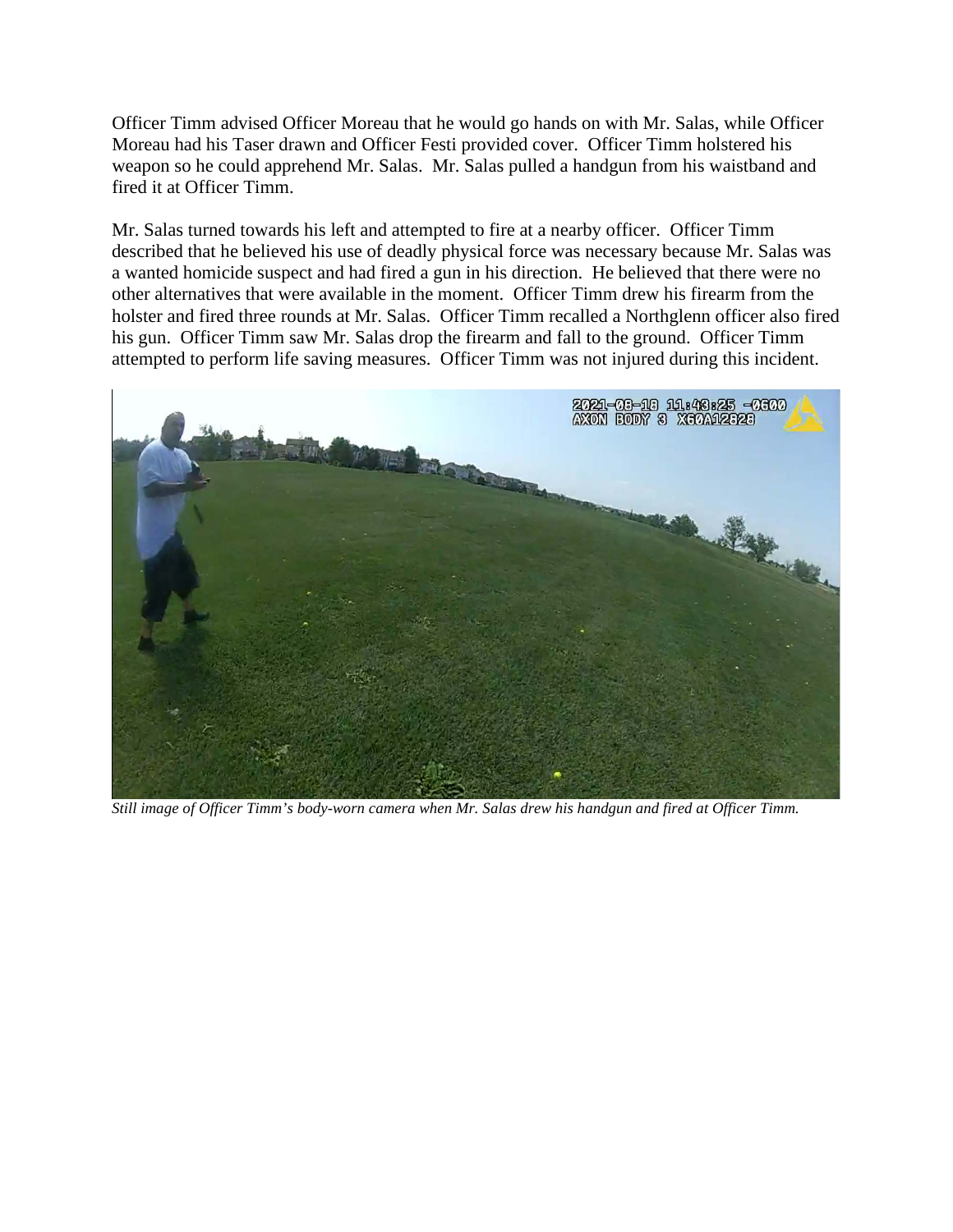Officer Timm advised Officer Moreau that he would go hands on with Mr. Salas, while Officer Moreau had his Taser drawn and Officer Festi provided cover. Officer Timm holstered his weapon so he could apprehend Mr. Salas. Mr. Salas pulled a handgun from his waistband and fired it at Officer Timm.

Mr. Salas turned towards his left and attempted to fire at a nearby officer. Officer Timm described that he believed his use of deadly physical force was necessary because Mr. Salas was a wanted homicide suspect and had fired a gun in his direction. He believed that there were no other alternatives that were available in the moment. Officer Timm drew his firearm from the holster and fired three rounds at Mr. Salas. Officer Timm recalled a Northglenn officer also fired his gun. Officer Timm saw Mr. Salas drop the firearm and fall to the ground. Officer Timm attempted to perform life saving measures. Officer Timm was not injured during this incident.

*Still image of Officer Timm's body-worn camera when Mr. Salas drew his handgun and fired at Officer Timm.*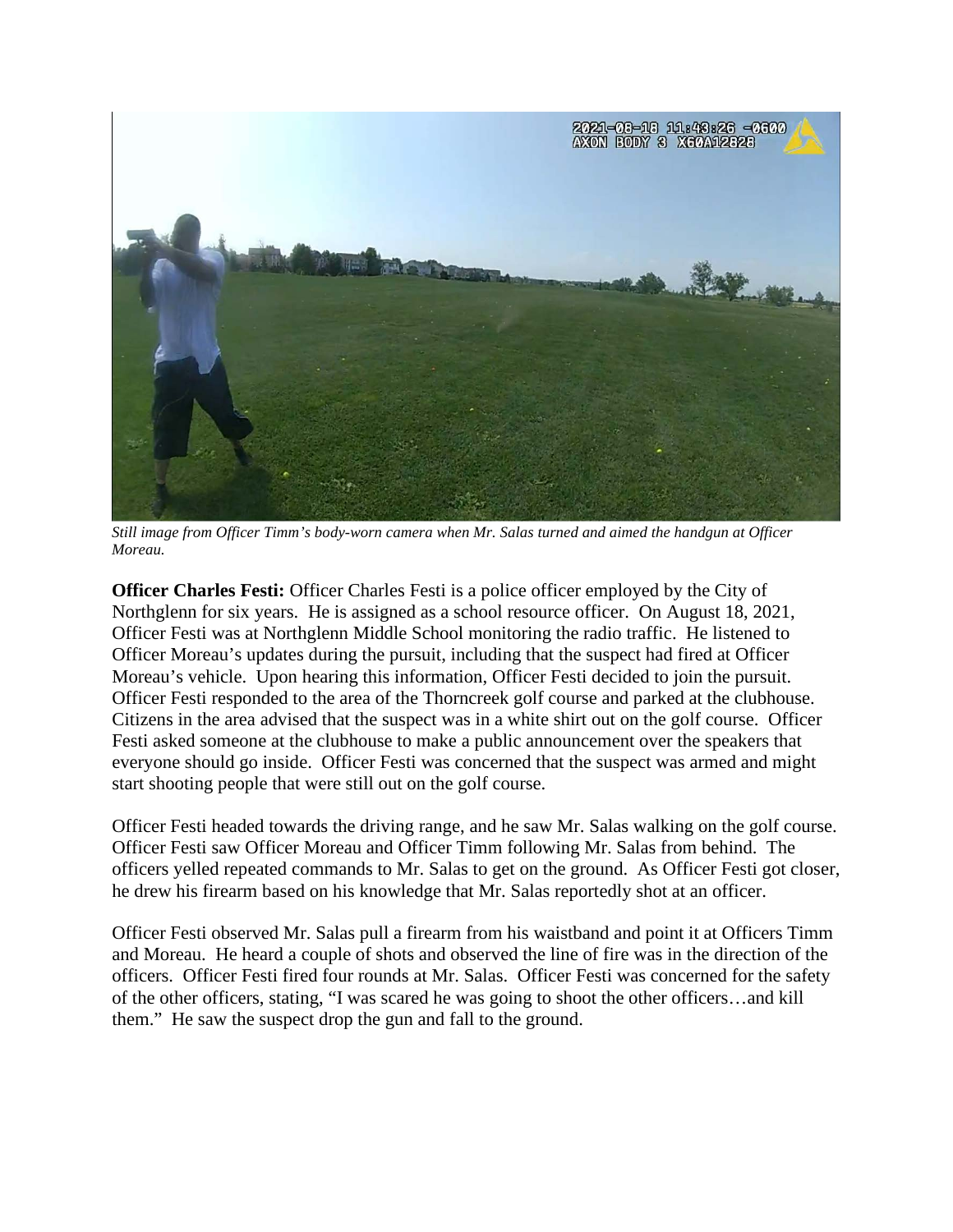*Still image from Officer Timm's body-worn camera when Mr. Salas turned and aimed the handgun at Officer Moreau.*

**Officer Charles Festi:** Officer Charles Festi is a police officer employed by the City of Northglenn for six years. He is assigned as a school resource officer. On August 18, 2021, Officer Festi was at Northglenn Middle School monitoring the radio traffic. He listened to Officer Moreau's updates during the pursuit, including that the suspect had fired at Officer Moreau's vehicle. Upon hearing this information, Officer Festi decided to join the pursuit. Officer Festi responded to the area of the Thorncreek golf course and parked at the clubhouse. Citizens in the area advised that the suspect was in a white shirt out on the golf course. Officer Festi asked someone at the clubhouse to make a public announcement over the speakers that everyone should go inside. Officer Festi was concerned that the suspect was armed and might start shooting people that were still out on the golf course.

Officer Festi headed towards the driving range, and he saw Mr. Salas walking on the golf course. Officer Festi saw Officer Moreau and Officer Timm following Mr. Salas from behind. The officers yelled repeated commands to Mr. Salas to get on the ground. As Officer Festi got closer, he drew his firearm based on his knowledge that Mr. Salas reportedly shot at an officer.

Officer Festi observed Mr. Salas pull a firearm from his waistband and point it at Officers Timm and Moreau. He heard a couple of shots and observed the line of fire was in the direction of the officers. Officer Festi fired four rounds at Mr. Salas. Officer Festi was concerned for the safety of the other officers, stating, "I was scared he was going to shoot the other officers…and kill them." He saw the suspect drop the gun and fall to the ground.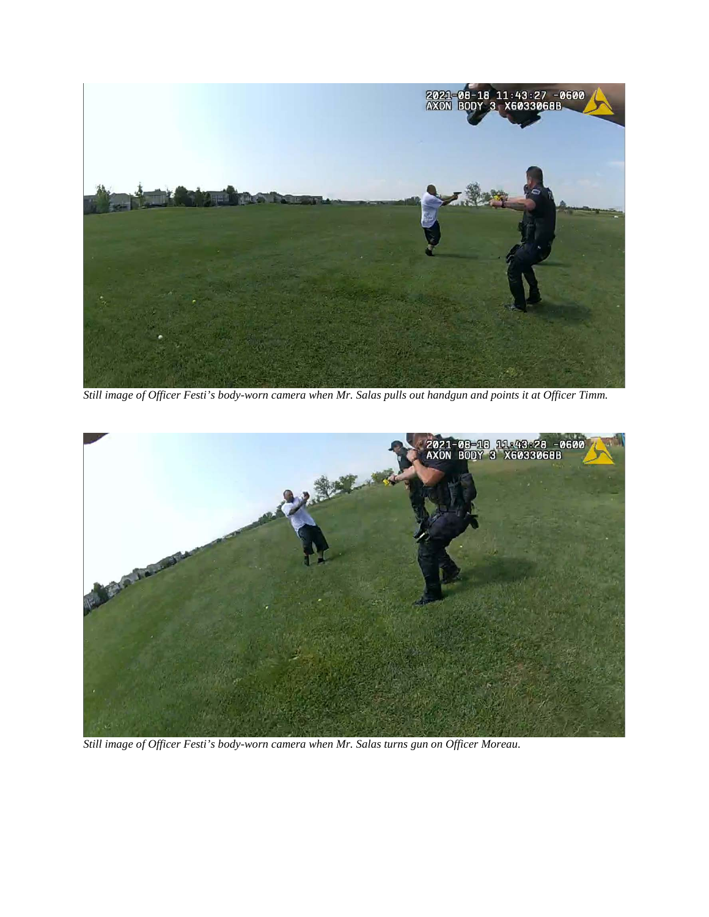*Still image of Officer Festi's body-worn camera when Mr. Salas pulls out handgun and points it at Officer Timm.*

*Still image of Officer Festi's body-worn camera when Mr. Salas turns gun on Officer Moreau.*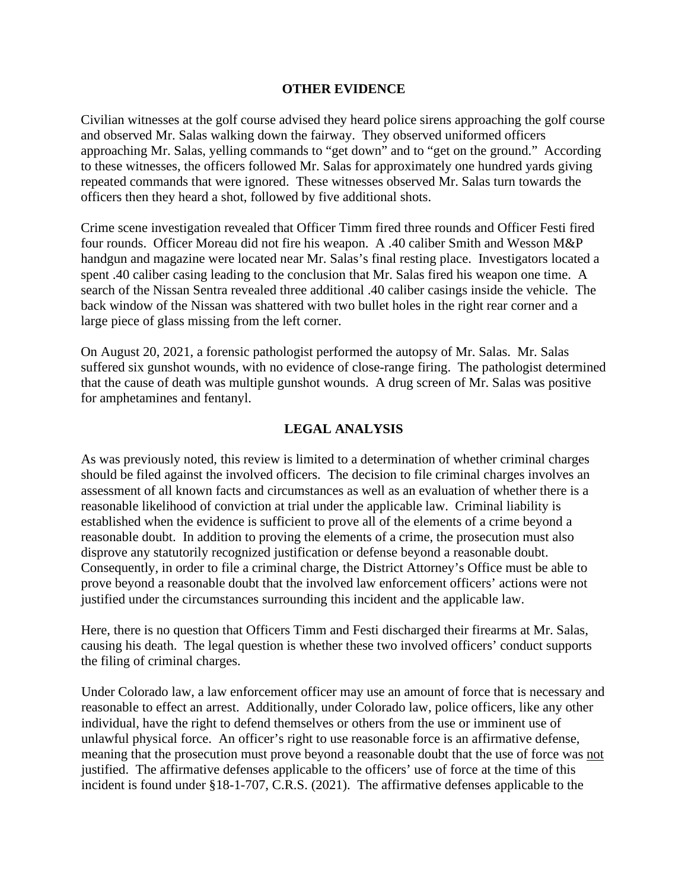## OTHER EVIDENCE

Civilian witnesses at the golf course advised they heard police sirens approaching the golf course and observed Mr. Salas walking down the fairway. They observed uniformed officers approaching Mr. Salas, yelling commands to "get down" and to "get on the ground." According to these witnesses, the officers followed Mr. Salas for approximately one hundred yards giving repeated commands that were ignored. These witnesses observed Mr. Salas turn towards the officers then they heard a shot, followed by five additional shots.

Crime scene investigation revealed that Officer Timm fired three rounds and Officer Festi fired four rounds. Officer Moreau did not fire his weapon. A .40 caliber Smith and Wesson M&P handgun and magazine were located near Mr. Salas's final resting place. Investigators located a spent .40 caliber casing leading to the conclusion that Mr. Salas fired his weapon one time. A search of the Nissan Sentra revealed three additional .40 caliber casings inside the vehicle. The back window of the Nissan was shattered with two bullet holes in the right rear corner and a large piece of glass missing from the left corner.

On August 20, 2021, a forensic pathologist performed the autopsy of Mr. Salas. Mr. Salas suffered six gunshot wounds, with no evidence of close-range firing. The pathologist determined that the cause of death was multiple gunshot wounds. A drug screen of Mr. Salas was positive for amphetamines and fentanyl.

## LEGAL ANALYSIS

As was previously noted, this review is limited to a determination of whether criminal charges should be filed against the involved officers. The decision to file criminal charges involves an assessment of all known facts and circumstances as well as an evaluation of whether there is a reasonable likelihood of conviction at trial under the applicable law. Criminal liability is established when the evidence is sufficient to prove all of the elements of a crime beyond a reasonable doubt. In addition to proving the elements of a crime, the prosecution must also disprove any statutorily recognized justification or defense beyond a reasonable doubt. Consequently, in order to file a criminal charge, the District Attorney's Office must be able to prove beyond a reasonable doubt that the involved law enforcement officers' actions were not justified under the circumstances surrounding this incident and the applicable law.

Here, there is no question that Officers Timm and Festi discharged their firearms at Mr. Salas, causing his death. The legal question is whether these two involved officers' conduct supports the filing of criminal charges.

Under Colorado law, a law enforcement officer may use an amount of force that is necessary and reasonable to effect an arrest. Additionally, under Colorado law, police officers, like any other individual, have the right to defend themselves or others from the use or imminent use of unlawful physical force. An officer's right to use reasonable force is an affirmative defense, meaning that the prosecution must prove beyond a reasonable doubt that the use of force was <u>not</u> justified. The affirmative defenses applicable to the officers' use of force at the time of this incident is found under §18-1-707, C.R.S. (2021). The affirmative defenses applicable to the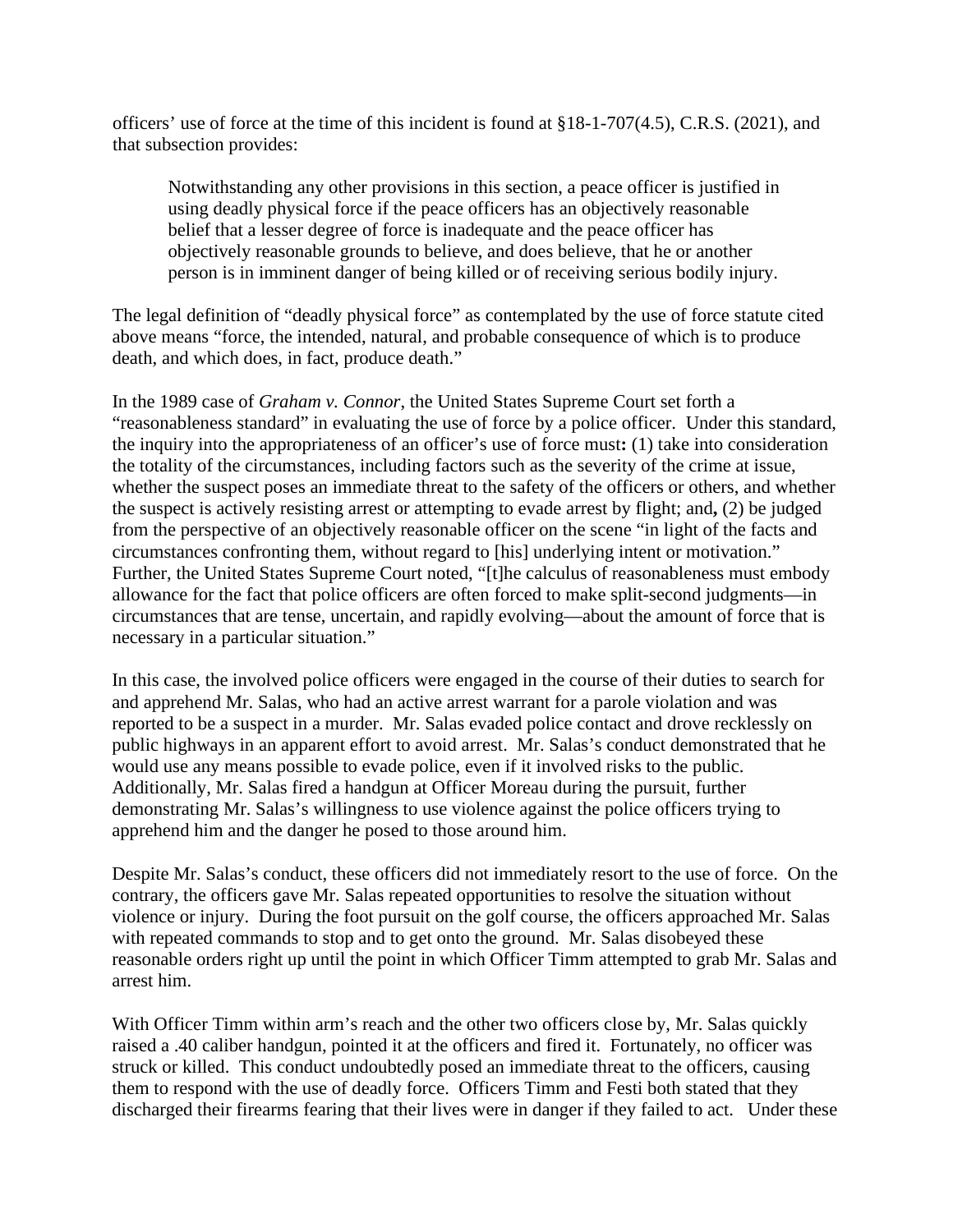officers' use of force at the time of this incident is found at §18-1-707(4.5), C.R.S. (2021), and that subsection provides:

> Notwithstanding any other provisions in this section, a peace officer is justified in using deadly physical force if the peace officers has an objectively reasonable belief that a lesser degree of force is inadequate and the peace officer has objectively reasonable grounds to believe, and does believe, that he or another person is in imminent danger of being killed or of receiving serious bodily injury.

The legal definition of "deadly physical force" as contemplated by the use of force statute cited above means "force, the intended, natural, and probable consequence of which is to produce death, and which does, in fact, produce death."

In the 1989 case of *Graham v. Connor*, the United States Supreme Court set forth a "reasonableness standard" in evaluating the use of force by a police officer. Under this standard, the inquiry into the appropriateness of an officer's use of force must**:** (1) take into consideration the totality of the circumstances, including factors such as the severity of the crime at issue, whether the suspect poses an immediate threat to the safety of the officers or others, and whether the suspect is actively resisting arrest or attempting to evade arrest by flight; and**,** (2) be judged from the perspective of an objectively reasonable officer on the scene "in light of the facts and circumstances confronting them, without regard to [his] underlying intent or motivation." Further, the United States Supreme Court noted, "[t]he calculus of reasonableness must embody allowance for the fact that police officers are often forced to make split-second judgments—in circumstances that are tense, uncertain, and rapidly evolving—about the amount of force that is necessary in a particular situation."

In this case, the involved police officers were engaged in the course of their duties to search for and apprehend Mr. Salas, who had an active arrest warrant for a parole violation and was reported to be a suspect in a murder. Mr. Salas evaded police contact and drove recklessly on public highways in an apparent effort to avoid arrest. Mr. Salas's conduct demonstrated that he would use any means possible to evade police, even if it involved risks to the public. Additionally, Mr. Salas fired a handgun at Officer Moreau during the pursuit, further demonstrating Mr. Salas's willingness to use violence against the police officers trying to apprehend him and the danger he posed to those around him.

Despite Mr. Salas's conduct, these officers did not immediately resort to the use of force. On the contrary, the officers gave Mr. Salas repeated opportunities to resolve the situation without violence or injury. During the foot pursuit on the golf course, the officers approached Mr. Salas with repeated commands to stop and to get onto the ground. Mr. Salas disobeyed these reasonable orders right up until the point in which Officer Timm attempted to grab Mr. Salas and arrest him.

With Officer Timm within arm's reach and the other two officers close by, Mr. Salas quickly raised a .40 caliber handgun, pointed it at the officers and fired it. Fortunately, no officer was struck or killed. This conduct undoubtedly posed an immediate threat to the officers, causing them to respond with the use of deadly force. Officers Timm and Festi both stated that they discharged their firearms fearing that their lives were in danger if they failed to act. Under these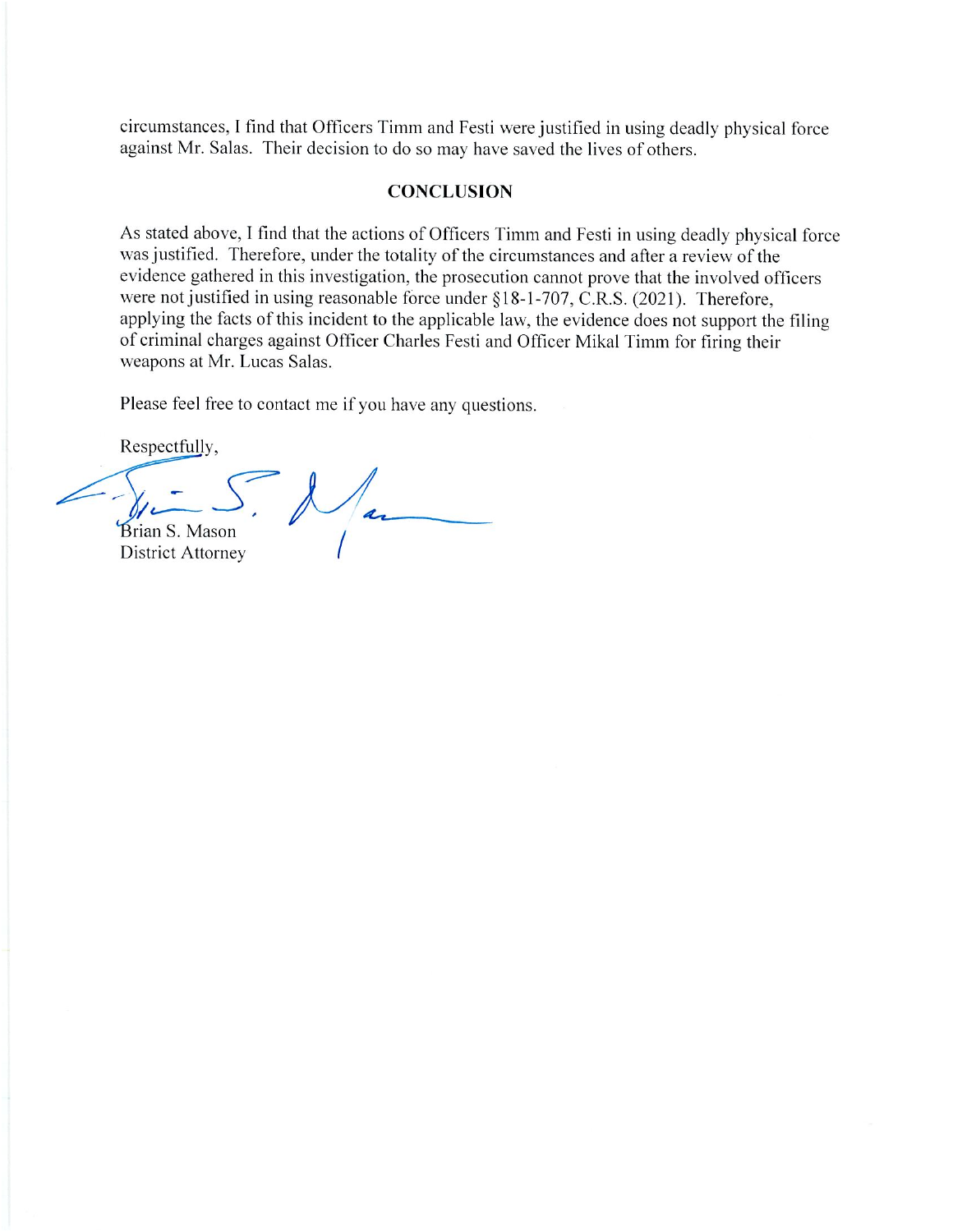circumstances, I find that Officers Timm and Festi were justified in using deadly physical force against Mr. Salas. Their decision to do so may have saved the lives of others.

## CONCLUSION

As stated above, I find that the actions of Officers Timm and Festi in using deadly physical force was justified. Therefore, under the totality of the circumstances and after a review of the evidence gathered in this investigation, the prosecution cannot prove that the involved officers were not justified in using reasonable force under §18-1-707, C.R.S. (2021). Therefore, applying the facts of this incident to the applicable law, the evidence does not support the filing of criminal charges against Officer Charles Festi and Officer Mikal Timm for firing their weapons at Mr. Lucas Salas.

Please feel free to contact me if you have any questions.

Respectfully,

Brian S. Mason
District Attorney